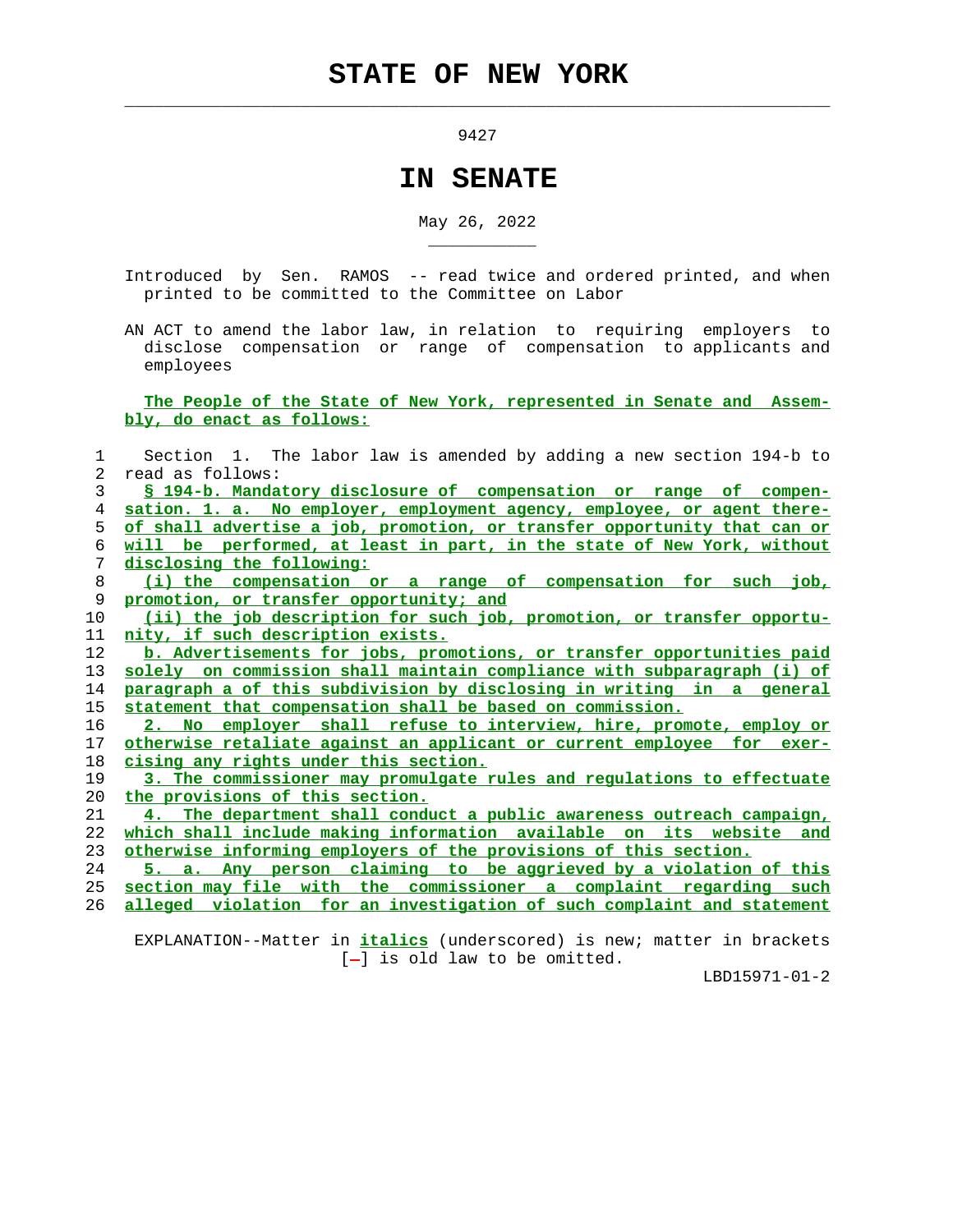# STATE OF NEW YORK

9427

## IN SENATE

May 26, 2022

Introduced by Sen. RAMOS -- read twice and ordered printed, and when printed to be committed to the Committee on Labor

AN ACT to amend the labor law, in relation to requiring employers to disclose compensation or range of compensation to applicants and employees

The People of the State of New York, represented in Senate and Assembly, do enact as follows:

1 Section 1. The labor law is amended by adding a new section 194-b to
2 read as follows:
3 § 194-b. Mandatory disclosure of compensation or range of compen-
4 sation. 1. a. No employer, employment agency, employee, or agent there-
5 of shall advertise a job, promotion, or transfer opportunity that can or
6 will be performed, at least in part, in the state of New York, without
7 disclosing the following:
8 (i) the compensation or a range of compensation for such job,
9 promotion, or transfer opportunity; and
10 (ii) the job description for such job, promotion, or transfer opportu-
11 nity, if such description exists.
12 b. Advertisements for jobs, promotions, or transfer opportunities paid
13 solely on commission shall maintain compliance with subparagraph (i) of
14 paragraph a of this subdivision by disclosing in writing in a general
15 statement that compensation shall be based on commission.
16 2. No employer shall refuse to interview, hire, promote, employ or
17 otherwise retaliate against an applicant or current employee for exer-
18 cising any rights under this section.
19 3. The commissioner may promulgate rules and regulations to effectuate
20 the provisions of this section.
21 4. The department shall conduct a public awareness outreach campaign,
22 which shall include making information available on its website and
23 otherwise informing employers of the provisions of this section.
24 5. a. Any person claiming to be aggrieved by a violation of this
25 section may file with the commissioner a complaint regarding such
26 alleged violation for an investigation of such complaint and statement

EXPLANATION--Matter in *italics* (underscored) is new; matter in brackets [-] is old law to be omitted.

LBD15971-01-2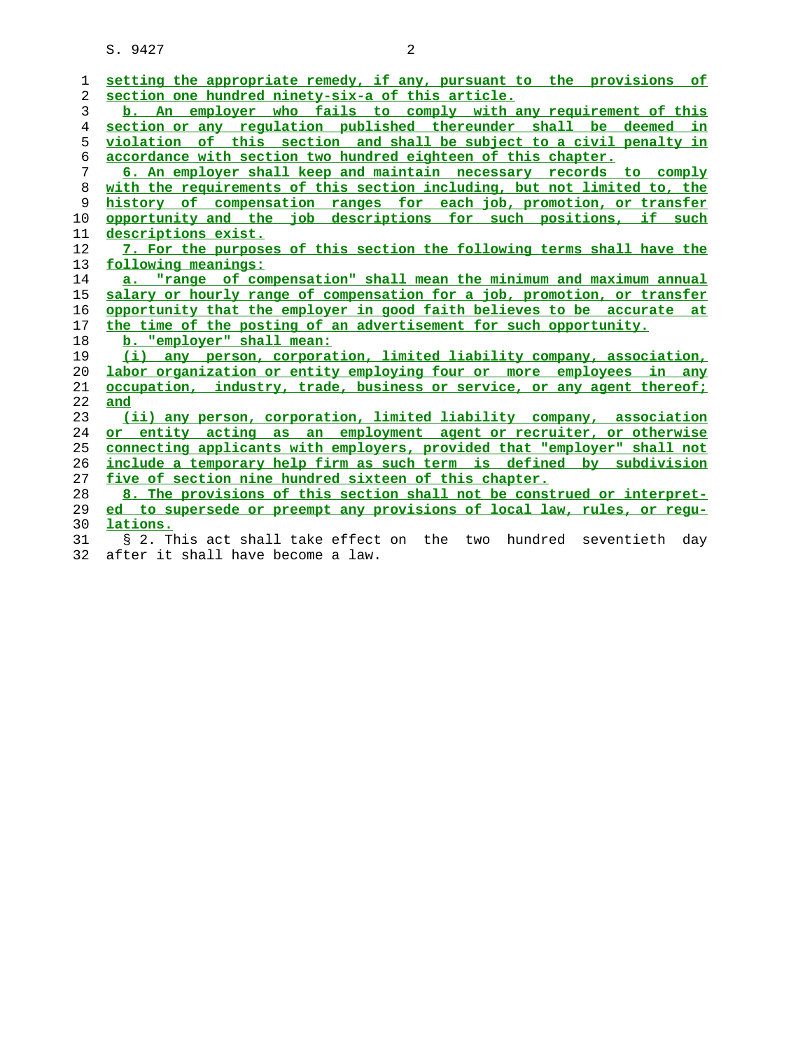setting the appropriate remedy, if any, pursuant to the provisions of section one hundred ninety-six-a of this article.

b. An employer who fails to comply with any requirement of this section or any regulation published thereunder shall be deemed in violation of this section and shall be subject to a civil penalty in accordance with section two hundred eighteen of this chapter.

6. An employer shall keep and maintain necessary records to comply with the requirements of this section including, but not limited to, the history of compensation ranges for each job, promotion, or transfer opportunity and the job descriptions for such positions, if such descriptions exist.

7. For the purposes of this section the following terms shall have the following meanings:

a. "range of compensation" shall mean the minimum and maximum annual salary or hourly range of compensation for a job, promotion, or transfer opportunity that the employer in good faith believes to be accurate at the time of the posting of an advertisement for such opportunity.

b. "employer" shall mean:

(i) any person, corporation, limited liability company, association, labor organization or entity employing four or more employees in any occupation, industry, trade, business or service, or any agent thereof; and

(ii) any person, corporation, limited liability company, association or entity acting as an employment agent or recruiter, or otherwise connecting applicants with employers, provided that "employer" shall not include a temporary help firm as such term is defined by subdivision five of section nine hundred sixteen of this chapter.

8. The provisions of this section shall not be construed or interpreted to supersede or preempt any provisions of local law, rules, or regulations.

§ 2. This act shall take effect on the two hundred seventieth day after it shall have become a law.